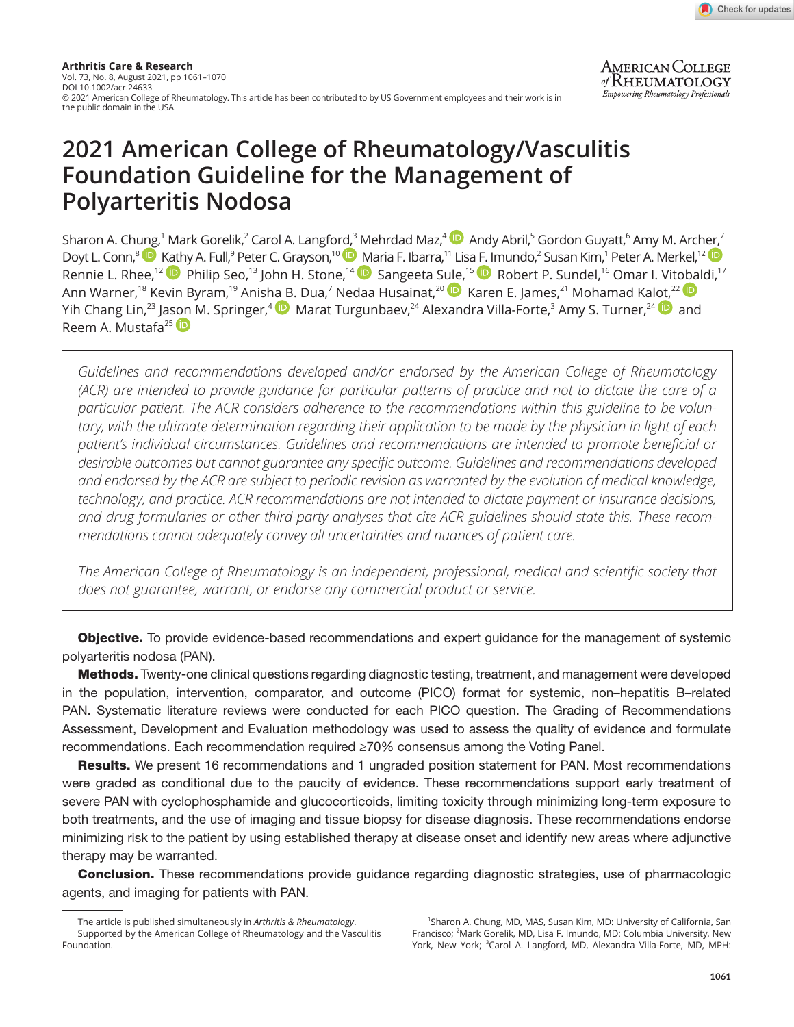# 2021 American College of Rheumatology/Vasculitis Foundation Guideline for the Management of Polyarteritis Nodosa

Sharon A. Chung,[1] Mark Gorelik,[2] Carol A. Langford,[3] Mehrdad Maz,[4] Andy Abril,[5] Gordon Guyatt,[6] Amy M. Archer,[7] Doyt L. Conn,[8] Kathy A. Full,[9] Peter C. Grayson,[10] Maria F. Ibarra,[11] Lisa F. Imundo,[2] Susan Kim,[1] Peter A. Merkel,[12] Rennie L. Rhee,[12] Philip Seo,[13] John H. Stone,[14] Sangeeta Sule,[15] Robert P. Sundel,[16] Omar I. Vitobaldi,[17] Ann Warner,[18] Kevin Byram,[19] Anisha B. Dua,[7] Nedaa Husainat,[20] Karen E. James,[21] Mohamad Kalot,[22] Yih Chang Lin,[23] Jason M. Springer,[4] Marat Turgunbaev,[24] Alexandra Villa-Forte,[3] Amy S. Turner,[24] and Reem A. Mustafa[25]

*Guidelines and recommendations developed and/or endorsed by the American College of Rheumatology (ACR) are intended to provide guidance for particular patterns of practice and not to dictate the care of a particular patient. The ACR considers adherence to the recommendations within this guideline to be voluntary, with the ultimate determination regarding their application to be made by the physician in light of each patient's individual circumstances. Guidelines and recommendations are intended to promote beneficial or desirable outcomes but cannot guarantee any specific outcome. Guidelines and recommendations developed and endorsed by the ACR are subject to periodic revision as warranted by the evolution of medical knowledge, technology, and practice. ACR recommendations are not intended to dictate payment or insurance decisions, and drug formularies or other third-party analyses that cite ACR guidelines should state this. These recommendations cannot adequately convey all uncertainties and nuances of patient care.*

*The American College of Rheumatology is an independent, professional, medical and scientific society that does not guarantee, warrant, or endorse any commercial product or service.*

**Objective.** To provide evidence-based recommendations and expert guidance for the management of systemic polyarteritis nodosa (PAN).

**Methods.** Twenty-one clinical questions regarding diagnostic testing, treatment, and management were developed in the population, intervention, comparator, and outcome (PICO) format for systemic, non–hepatitis B–related PAN. Systematic literature reviews were conducted for each PICO question. The Grading of Recommendations Assessment, Development and Evaluation methodology was used to assess the quality of evidence and formulate recommendations. Each recommendation required ≥70% consensus among the Voting Panel.

**Results.** We present 16 recommendations and 1 ungraded position statement for PAN. Most recommendations were graded as conditional due to the paucity of evidence. These recommendations support early treatment of severe PAN with cyclophosphamide and glucocorticoids, limiting toxicity through minimizing long-term exposure to both treatments, and the use of imaging and tissue biopsy for disease diagnosis. These recommendations endorse minimizing risk to the patient by using established therapy at disease onset and identify new areas where adjunctive therapy may be warranted.

**Conclusion.** These recommendations provide guidance regarding diagnostic strategies, use of pharmacologic agents, and imaging for patients with PAN.

The article is published simultaneously in *Arthritis & Rheumatology*.

Supported by the American College of Rheumatology and the Vasculitis Foundation.

[1]Sharon A. Chung, MD, MAS, Susan Kim, MD: University of California, San Francisco; [2]Mark Gorelik, MD, Lisa F. Imundo, MD: Columbia University, New York, New York; [3]Carol A. Langford, MD, Alexandra Villa-Forte, MD, MPH: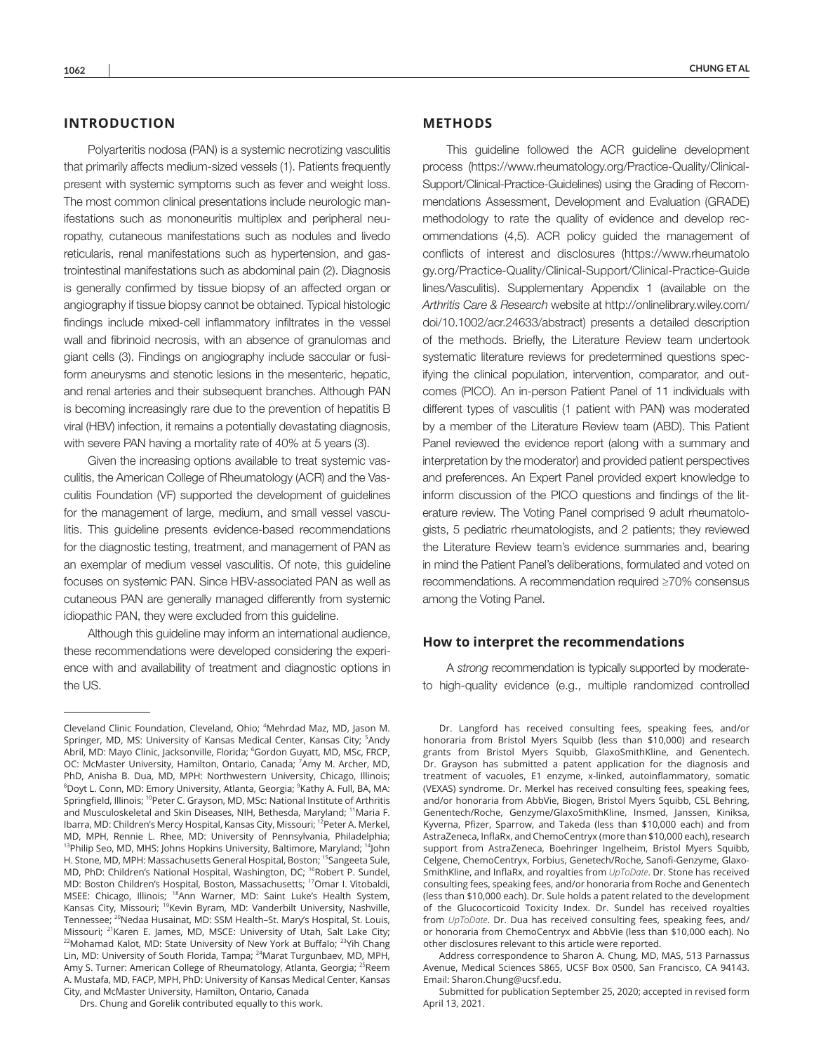## INTRODUCTION

Polyarteritis nodosa (PAN) is a systemic necrotizing vasculitis that primarily affects medium-sized vessels (1). Patients frequently present with systemic symptoms such as fever and weight loss. The most common clinical presentations include neurologic manifestations such as mononeuritis multiplex and peripheral neuropathy, cutaneous manifestations such as nodules and livedo reticularis, renal manifestations such as hypertension, and gastrointestinal manifestations such as abdominal pain (2). Diagnosis is generally confirmed by tissue biopsy of an affected organ or angiography if tissue biopsy cannot be obtained. Typical histologic findings include mixed-cell inflammatory infiltrates in the vessel wall and fibrinoid necrosis, with an absence of granulomas and giant cells (3). Findings on angiography include saccular or fusiform aneurysms and stenotic lesions in the mesenteric, hepatic, and renal arteries and their subsequent branches. Although PAN is becoming increasingly rare due to the prevention of hepatitis B viral (HBV) infection, it remains a potentially devastating diagnosis, with severe PAN having a mortality rate of 40% at 5 years (3).

Given the increasing options available to treat systemic vasculitis, the American College of Rheumatology (ACR) and the Vasculitis Foundation (VF) supported the development of guidelines for the management of large, medium, and small vessel vasculitis. This guideline presents evidence-based recommendations for the diagnostic testing, treatment, and management of PAN as an exemplar of medium vessel vasculitis. Of note, this guideline focuses on systemic PAN. Since HBV-associated PAN as well as cutaneous PAN are generally managed differently from systemic idiopathic PAN, they were excluded from this guideline.

Although this guideline may inform an international audience, these recommendations were developed considering the experience with and availability of treatment and diagnostic options in the US.

## METHODS

This guideline followed the ACR guideline development process (https://www.rheumatology.org/Practice-Quality/Clinical-Support/Clinical-Practice-Guidelines) using the Grading of Recommendations Assessment, Development and Evaluation (GRADE) methodology to rate the quality of evidence and develop recommendations (4,5). ACR policy guided the management of conflicts of interest and disclosures (https://www.rheumatology.org/Practice-Quality/Clinical-Support/Clinical-Practice-Guidelines/Vasculitis). Supplementary Appendix 1 (available on the *Arthritis Care & Research* website at http://onlinelibrary.wiley.com/doi/10.1002/acr.24633/abstract) presents a detailed description of the methods. Briefly, the Literature Review team undertook systematic literature reviews for predetermined questions specifying the clinical population, intervention, comparator, and outcomes (PICO). An in-person Patient Panel of 11 individuals with different types of vasculitis (1 patient with PAN) was moderated by a member of the Literature Review team (ABD). This Patient Panel reviewed the evidence report (along with a summary and interpretation by the moderator) and provided patient perspectives and preferences. An Expert Panel provided expert knowledge to inform discussion of the PICO questions and findings of the literature review. The Voting Panel comprised 9 adult rheumatologists, 5 pediatric rheumatologists, and 2 patients; they reviewed the Literature Review team's evidence summaries and, bearing in mind the Patient Panel's deliberations, formulated and voted on recommendations. A recommendation required ≥70% consensus among the Voting Panel.

### How to interpret the recommendations

A *strong* recommendation is typically supported by moderate- to high-quality evidence (e.g., multiple randomized controlled

---

Cleveland Clinic Foundation, Cleveland, Ohio; [4]Mehrdad Maz, MD, Jason M. Springer, MD, MS: University of Kansas Medical Center, Kansas City; [5]Andy Abril, MD: Mayo Clinic, Jacksonville, Florida; [6]Gordon Guyatt, MD, MSc, FRCP, OC: McMaster University, Hamilton, Ontario, Canada; [7]Amy M. Archer, MD, PhD, Anisha B. Dua, MD, MPH: Northwestern University, Chicago, Illinois; [8]Doyt L. Conn, MD: Emory University, Atlanta, Georgia; [9]Kathy A. Full, BA, MA: Springfield, Illinois; [10]Peter C. Grayson, MD, MSc: National Institute of Arthritis and Musculoskeletal and Skin Diseases, NIH, Bethesda, Maryland; [11]Maria F. Ibarra, MD: Children's Mercy Hospital, Kansas City, Missouri; [12]Peter A. Merkel, MD, MPH, Rennie L. Rhee, MD: University of Pennsylvania, Philadelphia; [13]Philip Seo, MD, MHS: Johns Hopkins University, Baltimore, Maryland; [14]John H. Stone, MD, MPH: Massachusetts General Hospital, Boston; [15]Sangeeta Sule, MD, PhD: Children's National Hospital, Washington, DC; [16]Robert P. Sundel, MD: Boston Children's Hospital, Boston, Massachusetts; [17]Omar I. Vitobaldi, MSEE: Chicago, Illinois; [18]Ann Warner, MD: Saint Luke's Health System, Kansas City, Missouri; [19]Kevin Byram, MD: Vanderbilt University, Nashville, Tennessee; [20]Nedaa Husainat, MD: SSM Health–St. Mary's Hospital, St. Louis, Missouri; [21]Karen E. James, MD, MSCE: University of Utah, Salt Lake City; [22]Mohamad Kalot, MD: State University of New York at Buffalo; [23]Yih Chang Lin, MD: University of South Florida, Tampa; [24]Marat Turgunbaev, MD, MPH, Amy S. Turner: American College of Rheumatology, Atlanta, Georgia; [25]Reem A. Mustafa, MD, FACP, MPH, PhD: University of Kansas Medical Center, Kansas City, and McMaster University, Hamilton, Ontario, Canada

Drs. Chung and Gorelik contributed equally to this work.

Dr. Langford has received consulting fees, speaking fees, and/or honoraria from Bristol Myers Squibb (less than $10,000) and research grants from Bristol Myers Squibb, GlaxoSmithKline, and Genentech. Dr. Grayson has submitted a patent application for the diagnosis and treatment of vacuoles, E1 enzyme, x-linked, autoinflammatory, somatic (VEXAS) syndrome. Dr. Merkel has received consulting fees, speaking fees, and/or honoraria from AbbVie, Biogen, Bristol Myers Squibb, CSL Behring, Genentech/Roche, Genzyme/GlaxoSmithKline, Insmed, Janssen, Kiniksa, Kyverna, Pfizer, Sparrow, and Takeda (less than $10,000 each) and from AstraZeneca, InflaRx, and ChemoCentryx (more than $10,000 each), research support from AstraZeneca, Boehringer Ingelheim, Bristol Myers Squibb, Celgene, ChemoCentryx, Forbius, Genetech/Roche, Sanofi-Genzyme, GlaxoSmithKline, and InflaRx, and royalties from *UpToDate*. Dr. Stone has received consulting fees, speaking fees, and/or honoraria from Roche and Genentech (less than $10,000 each). Dr. Sule holds a patent related to the development of the Glucocorticoid Toxicity Index. Dr. Sundel has received royalties from *UpToDate*. Dr. Dua has received consulting fees, speaking fees, and/or honoraria from ChemoCentryx and AbbVie (less than $10,000 each). No other disclosures relevant to this article were reported.

Address correspondence to Sharon A. Chung, MD, MAS, 513 Parnassus Avenue, Medical Sciences S865, UCSF Box 0500, San Francisco, CA 94143. Email: Sharon.Chung@ucsf.edu.

Submitted for publication September 25, 2020; accepted in revised form April 13, 2021.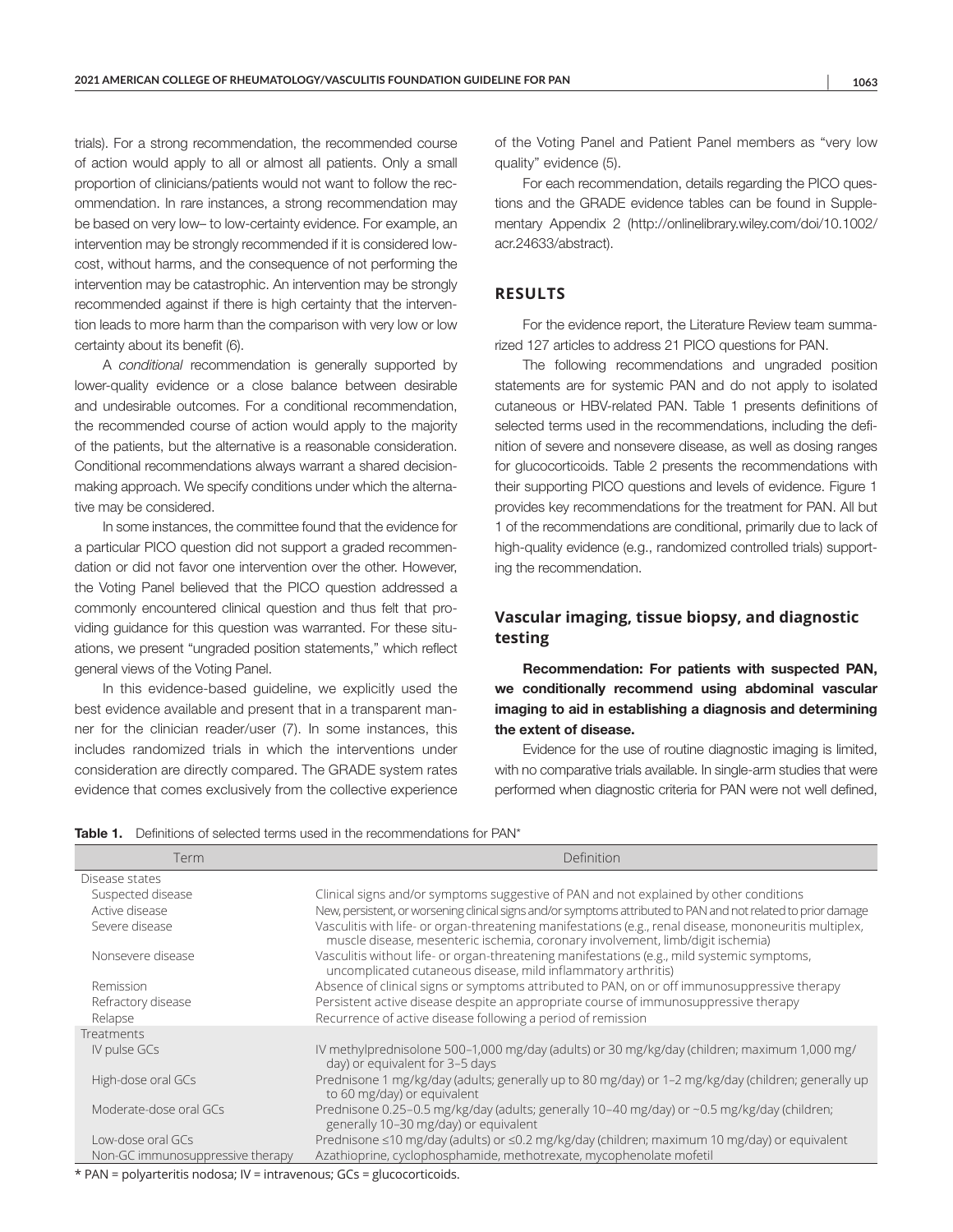trials). For a strong recommendation, the recommended course of action would apply to all or almost all patients. Only a small proportion of clinicians/patients would not want to follow the recommendation. In rare instances, a strong recommendation may be based on very low– to low-certainty evidence. For example, an intervention may be strongly recommended if it is considered low-cost, without harms, and the consequence of not performing the intervention may be catastrophic. An intervention may be strongly recommended against if there is high certainty that the intervention leads to more harm than the comparison with very low or low certainty about its benefit (6).

A *conditional* recommendation is generally supported by lower-quality evidence or a close balance between desirable and undesirable outcomes. For a conditional recommendation, the recommended course of action would apply to the majority of the patients, but the alternative is a reasonable consideration. Conditional recommendations always warrant a shared decision-making approach. We specify conditions under which the alternative may be considered.

In some instances, the committee found that the evidence for a particular PICO question did not support a graded recommendation or did not favor one intervention over the other. However, the Voting Panel believed that the PICO question addressed a commonly encountered clinical question and thus felt that providing guidance for this question was warranted. For these situations, we present "ungraded position statements," which reflect general views of the Voting Panel.

In this evidence-based guideline, we explicitly used the best evidence available and present that in a transparent manner for the clinician reader/user (7). In some instances, this includes randomized trials in which the interventions under consideration are directly compared. The GRADE system rates evidence that comes exclusively from the collective experience of the Voting Panel and Patient Panel members as "very low quality" evidence (5).

For each recommendation, details regarding the PICO questions and the GRADE evidence tables can be found in Supplementary Appendix 2 (http://onlinelibrary.wiley.com/doi/10.1002/acr.24633/abstract).

## RESULTS

For the evidence report, the Literature Review team summarized 127 articles to address 21 PICO questions for PAN.

The following recommendations and ungraded position statements are for systemic PAN and do not apply to isolated cutaneous or HBV-related PAN. Table 1 presents definitions of selected terms used in the recommendations, including the definition of severe and nonsevere disease, as well as dosing ranges for glucocorticoids. Table 2 presents the recommendations with their supporting PICO questions and levels of evidence. Figure 1 provides key recommendations for the treatment for PAN. All but 1 of the recommendations are conditional, primarily due to lack of high-quality evidence (e.g., randomized controlled trials) supporting the recommendation.

### Vascular imaging, tissue biopsy, and diagnostic testing

**Recommendation: For patients with suspected PAN, we conditionally recommend using abdominal vascular imaging to aid in establishing a diagnosis and determining the extent of disease.**

Evidence for the use of routine diagnostic imaging is limited, with no comparative trials available. In single-arm studies that were performed when diagnostic criteria for PAN were not well defined,

**Table 1.** Definitions of selected terms used in the recommendations for PAN*

| Term | Definition |
|---|---|
| Disease states | |
| Suspected disease | Clinical signs and/or symptoms suggestive of PAN and not explained by other conditions |
| Active disease | New, persistent, or worsening clinical signs and/or symptoms attributed to PAN and not related to prior damage |
| Severe disease | Vasculitis with life- or organ-threatening manifestations (e.g., renal disease, mononeuritis multiplex, muscle disease, mesenteric ischemia, coronary involvement, limb/digit ischemia) |
| Nonsevere disease | Vasculitis without life- or organ-threatening manifestations (e.g., mild systemic symptoms, uncomplicated cutaneous disease, mild inflammatory arthritis) |
| Remission | Absence of clinical signs or symptoms attributed to PAN, on or off immunosuppressive therapy |
| Refractory disease | Persistent active disease despite an appropriate course of immunosuppressive therapy |
| Relapse | Recurrence of active disease following a period of remission |
| Treatments | |
| IV pulse GCs | IV methylprednisolone 500–1,000 mg/day (adults) or 30 mg/kg/day (children; maximum 1,000 mg/day) or equivalent for 3–5 days |
| High-dose oral GCs | Prednisone 1 mg/kg/day (adults; generally up to 80 mg/day) or 1–2 mg/kg/day (children; generally up to 60 mg/day) or equivalent |
| Moderate-dose oral GCs | Prednisone 0.25–0.5 mg/kg/day (adults; generally 10–40 mg/day) or ~0.5 mg/kg/day (children; generally 10–30 mg/day) or equivalent |
| Low-dose oral GCs | Prednisone ≤10 mg/day (adults) or ≤0.2 mg/kg/day (children; maximum 10 mg/day) or equivalent |
| Non-GC immunosuppressive therapy | Azathioprine, cyclophosphamide, methotrexate, mycophenolate mofetil |

\* PAN = polyarteritis nodosa; IV = intravenous; GCs = glucocorticoids.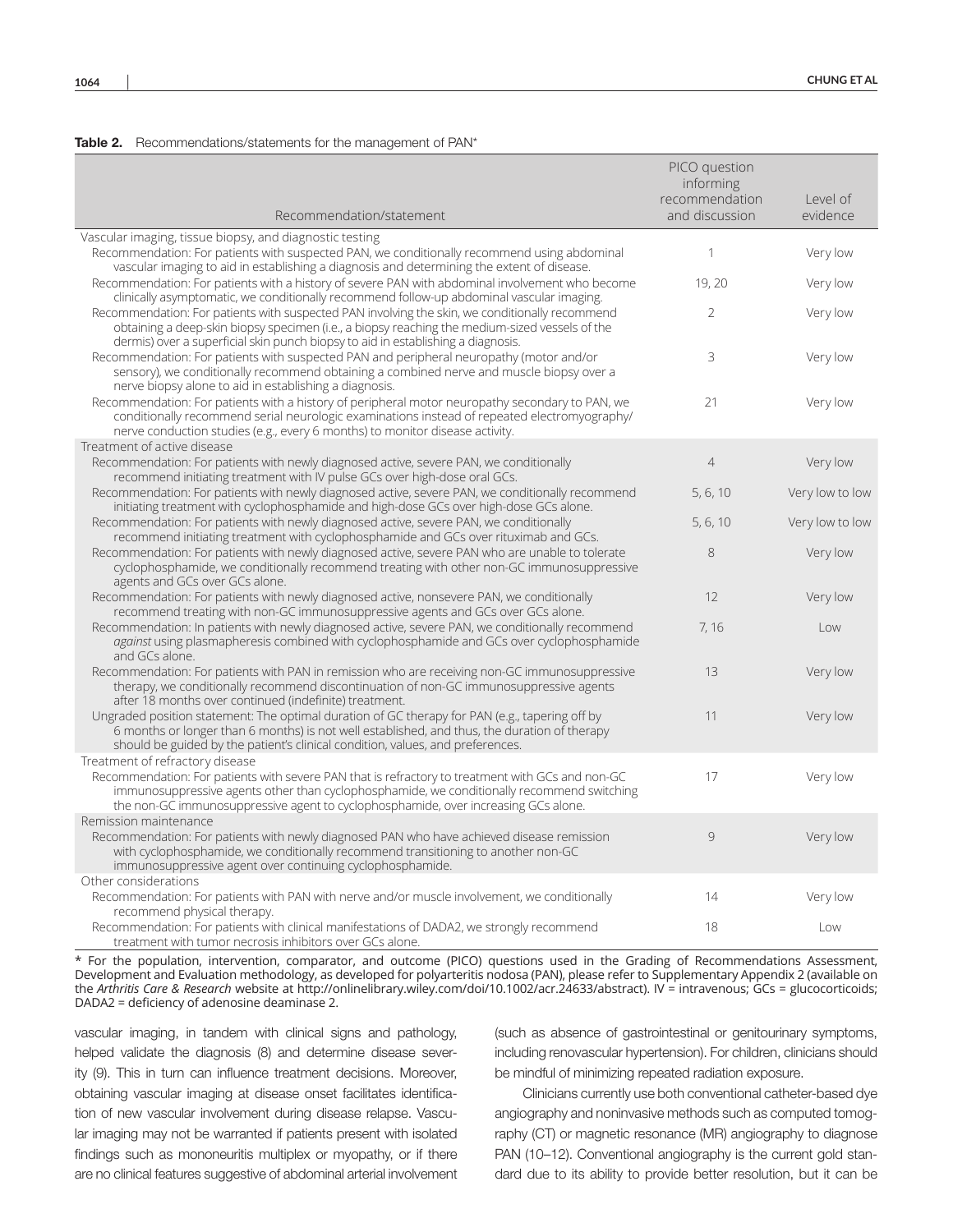**Table 2.** Recommendations/statements for the management of PAN*

| Recommendation/statement | PICO question informing recommendation and discussion | Level of evidence |
|---|---|---|
| **Vascular imaging, tissue biopsy, and diagnostic testing** | | |
| Recommendation: For patients with suspected PAN, we conditionally recommend using abdominal vascular imaging to aid in establishing a diagnosis and determining the extent of disease. | 1 | Very low |
| Recommendation: For patients with a history of severe PAN with abdominal involvement who become clinically asymptomatic, we conditionally recommend follow-up abdominal vascular imaging. | 19, 20 | Very low |
| Recommendation: For patients with suspected PAN involving the skin, we conditionally recommend obtaining a deep-skin biopsy specimen (i.e., a biopsy reaching the medium-sized vessels of the dermis) over a superficial skin punch biopsy to aid in establishing a diagnosis. | 2 | Very low |
| Recommendation: For patients with suspected PAN and peripheral neuropathy (motor and/or sensory), we conditionally recommend obtaining a combined nerve and muscle biopsy over a nerve biopsy alone to aid in establishing a diagnosis. | 3 | Very low |
| Recommendation: For patients with a history of peripheral motor neuropathy secondary to PAN, we conditionally recommend serial neurologic examinations instead of repeated electromyography/nerve conduction studies (e.g., every 6 months) to monitor disease activity. | 21 | Very low |
| **Treatment of active disease** | | |
| Recommendation: For patients with newly diagnosed active, severe PAN, we conditionally recommend initiating treatment with IV pulse GCs over high-dose oral GCs. | 4 | Very low |
| Recommendation: For patients with newly diagnosed active, severe PAN, we conditionally recommend initiating treatment with cyclophosphamide and high-dose GCs over high-dose GCs alone. | 5, 6, 10 | Very low to low |
| Recommendation: For patients with newly diagnosed active, severe PAN, we conditionally recommend initiating treatment with cyclophosphamide and GCs over rituximab and GCs. | 5, 6, 10 | Very low to low |
| Recommendation: For patients with newly diagnosed active, severe PAN who are unable to tolerate cyclophosphamide, we conditionally recommend treating with other non-GC immunosuppressive agents and GCs over GCs alone. | 8 | Very low |
| Recommendation: For patients with newly diagnosed active, nonsevere PAN, we conditionally recommend treating with non-GC immunosuppressive agents and GCs over GCs alone. | 12 | Very low |
| Recommendation: In patients with newly diagnosed active, severe PAN, we conditionally recommend *against* using plasmapheresis combined with cyclophosphamide and GCs over cyclophosphamide and GCs alone. | 7, 16 | Low |
| Recommendation: For patients with PAN in remission who are receiving non-GC immunosuppressive therapy, we conditionally recommend discontinuation of non-GC immunosuppressive agents after 18 months over continued (indefinite) treatment. | 13 | Very low |
| Ungraded position statement: The optimal duration of GC therapy for PAN (e.g., tapering off by 6 months or longer than 6 months) is not well established, and thus, the duration of therapy should be guided by the patient's clinical condition, values, and preferences. | 11 | Very low |
| **Treatment of refractory disease** | | |
| Recommendation: For patients with severe PAN that is refractory to treatment with GCs and non-GC immunosuppressive agents other than cyclophosphamide, we conditionally recommend switching the non-GC immunosuppressive agent to cyclophosphamide, over increasing GCs alone. | 17 | Very low |
| **Remission maintenance** | | |
| Recommendation: For patients with newly diagnosed PAN who have achieved disease remission with cyclophosphamide, we conditionally recommend transitioning to another non-GC immunosuppressive agent over continuing cyclophosphamide. | 9 | Very low |
| **Other considerations** | | |
| Recommendation: For patients with PAN with nerve and/or muscle involvement, we conditionally recommend physical therapy. | 14 | Very low |
| Recommendation: For patients with clinical manifestations of DADA2, we strongly recommend treatment with tumor necrosis inhibitors over GCs alone. | 18 | Low |

\* For the population, intervention, comparator, and outcome (PICO) questions used in the Grading of Recommendations Assessment, Development and Evaluation methodology, as developed for polyarteritis nodosa (PAN), please refer to Supplementary Appendix 2 (available on the *Arthritis Care & Research* website at http://onlinelibrary.wiley.com/doi/10.1002/acr.24633/abstract). IV = intravenous; GCs = glucocorticoids; DADA2 = deficiency of adenosine deaminase 2.

vascular imaging, in tandem with clinical signs and pathology, helped validate the diagnosis (8) and determine disease severity (9). This in turn can influence treatment decisions. Moreover, obtaining vascular imaging at disease onset facilitates identification of new vascular involvement during disease relapse. Vascular imaging may not be warranted if patients present with isolated findings such as mononeuritis multiplex or myopathy, or if there are no clinical features suggestive of abdominal arterial involvement (such as absence of gastrointestinal or genitourinary symptoms, including renovascular hypertension). For children, clinicians should be mindful of minimizing repeated radiation exposure.

Clinicians currently use both conventional catheter-based dye angiography and noninvasive methods such as computed tomography (CT) or magnetic resonance (MR) angiography to diagnose PAN (10–12). Conventional angiography is the current gold standard due to its ability to provide better resolution, but it can be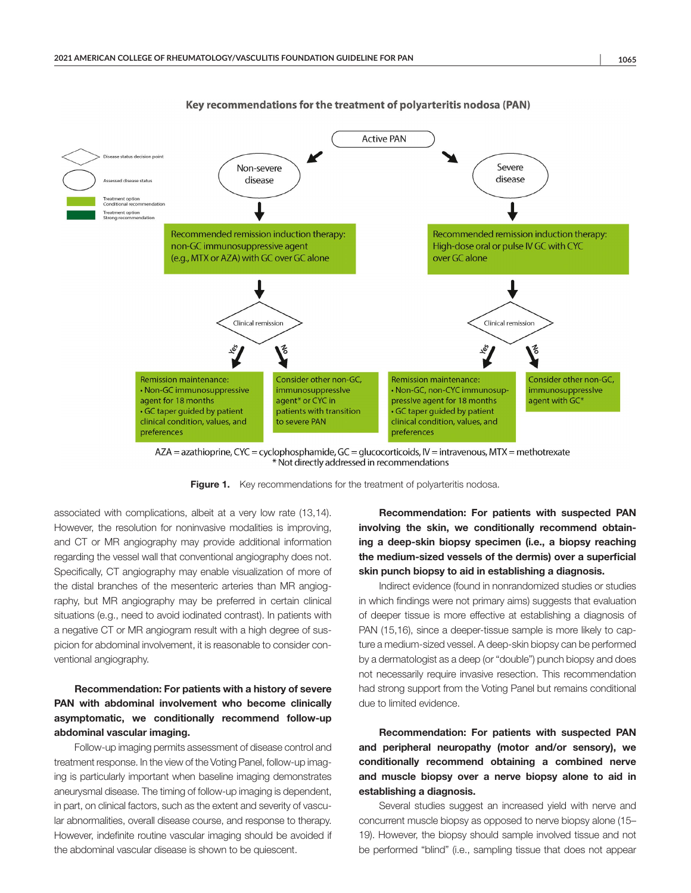**Key recommendations for the treatment of polyarteritis nodosa (PAN)**

Active PAN

- Disease status decision point
- Assessed disease status
- Treatment option Conditional recommendation
- Treatment option Strong recommendation

**Non-severe disease** → Recommended remission induction therapy: non-GC immunosuppressive agent (e.g., MTX or AZA) with GC over GC alone → Clinical remission
- Yes: Remission maintenance: • Non-GC immunosuppressive agent for 18 months • GC taper guided by patient clinical condition, values, and preferences
- No: Consider other non-GC, immunosuppressive agent* or CYC in patients with transition to severe PAN

**Severe disease** → Recommended remission induction therapy: High-dose oral or pulse IV GC with CYC over GC alone → Clinical remission
- Yes: Remission maintenance: • Non-GC, non-CYC immunosuppressive agent for 18 months • GC taper guided by patient clinical condition, values, and preferences
- No: Consider other non-GC, immunosuppressive agent with GC*

AZA = azathioprine, CYC = cyclophosphamide, GC = glucocorticoids, IV = intravenous, MTX = methotrexate
* Not directly addressed in recommendations

**Figure 1.** Key recommendations for the treatment of polyarteritis nodosa.

associated with complications, albeit at a very low rate (13,14). However, the resolution for noninvasive modalities is improving, and CT or MR angiography may provide additional information regarding the vessel wall that conventional angiography does not. Specifically, CT angiography may enable visualization of more of the distal branches of the mesenteric arteries than MR angiography, but MR angiography may be preferred in certain clinical situations (e.g., need to avoid iodinated contrast). In patients with a negative CT or MR angiogram result with a high degree of suspicion for abdominal involvement, it is reasonable to consider conventional angiography.

**Recommendation: For patients with a history of severe PAN with abdominal involvement who become clinically asymptomatic, we conditionally recommend follow-up abdominal vascular imaging.**

Follow-up imaging permits assessment of disease control and treatment response. In the view of the Voting Panel, follow-up imaging is particularly important when baseline imaging demonstrates aneurysmal disease. The timing of follow-up imaging is dependent, in part, on clinical factors, such as the extent and severity of vascular abnormalities, overall disease course, and response to therapy. However, indefinite routine vascular imaging should be avoided if the abdominal vascular disease is shown to be quiescent.

**Recommendation: For patients with suspected PAN involving the skin, we conditionally recommend obtaining a deep-skin biopsy specimen (i.e., a biopsy reaching the medium-sized vessels of the dermis) over a superficial skin punch biopsy to aid in establishing a diagnosis.**

Indirect evidence (found in nonrandomized studies or studies in which findings were not primary aims) suggests that evaluation of deeper tissue is more effective at establishing a diagnosis of PAN (15,16), since a deeper-tissue sample is more likely to capture a medium-sized vessel. A deep-skin biopsy can be performed by a dermatologist as a deep (or "double") punch biopsy and does not necessarily require invasive resection. This recommendation had strong support from the Voting Panel but remains conditional due to limited evidence.

**Recommendation: For patients with suspected PAN and peripheral neuropathy (motor and/or sensory), we conditionally recommend obtaining a combined nerve and muscle biopsy over a nerve biopsy alone to aid in establishing a diagnosis.**

Several studies suggest an increased yield with nerve and concurrent muscle biopsy as opposed to nerve biopsy alone (15–19). However, the biopsy should sample involved tissue and not be performed "blind" (i.e., sampling tissue that does not appear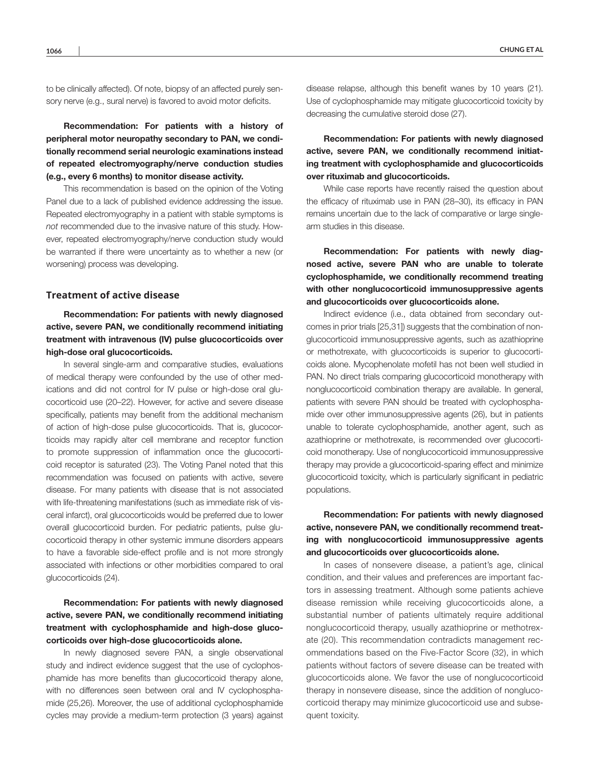to be clinically affected). Of note, biopsy of an affected purely sensory nerve (e.g., sural nerve) is favored to avoid motor deficits.

**Recommendation: For patients with a history of peripheral motor neuropathy secondary to PAN, we conditionally recommend serial neurologic examinations instead of repeated electromyography/nerve conduction studies (e.g., every 6 months) to monitor disease activity.**

This recommendation is based on the opinion of the Voting Panel due to a lack of published evidence addressing the issue. Repeated electromyography in a patient with stable symptoms is *not* recommended due to the invasive nature of this study. However, repeated electromyography/nerve conduction study would be warranted if there were uncertainty as to whether a new (or worsening) process was developing.

## Treatment of active disease

**Recommendation: For patients with newly diagnosed active, severe PAN, we conditionally recommend initiating treatment with intravenous (IV) pulse glucocorticoids over high-dose oral glucocorticoids.**

In several single-arm and comparative studies, evaluations of medical therapy were confounded by the use of other medications and did not control for IV pulse or high-dose oral glucocorticoid use (20–22). However, for active and severe disease specifically, patients may benefit from the additional mechanism of action of high-dose pulse glucocorticoids. That is, glucocorticoids may rapidly alter cell membrane and receptor function to promote suppression of inflammation once the glucocorticoid receptor is saturated (23). The Voting Panel noted that this recommendation was focused on patients with active, severe disease. For many patients with disease that is not associated with life-threatening manifestations (such as immediate risk of visceral infarct), oral glucocorticoids would be preferred due to lower overall glucocorticoid burden. For pediatric patients, pulse glucocorticoid therapy in other systemic immune disorders appears to have a favorable side-effect profile and is not more strongly associated with infections or other morbidities compared to oral glucocorticoids (24).

**Recommendation: For patients with newly diagnosed active, severe PAN, we conditionally recommend initiating treatment with cyclophosphamide and high-dose glucocorticoids over high-dose glucocorticoids alone.**

In newly diagnosed severe PAN, a single observational study and indirect evidence suggest that the use of cyclophosphamide has more benefits than glucocorticoid therapy alone, with no differences seen between oral and IV cyclophosphamide (25,26). Moreover, the use of additional cyclophosphamide cycles may provide a medium-term protection (3 years) against disease relapse, although this benefit wanes by 10 years (21). Use of cyclophosphamide may mitigate glucocorticoid toxicity by decreasing the cumulative steroid dose (27).

**Recommendation: For patients with newly diagnosed active, severe PAN, we conditionally recommend initiating treatment with cyclophosphamide and glucocorticoids over rituximab and glucocorticoids.**

While case reports have recently raised the question about the efficacy of rituximab use in PAN (28–30), its efficacy in PAN remains uncertain due to the lack of comparative or large single-arm studies in this disease.

**Recommendation: For patients with newly diagnosed active, severe PAN who are unable to tolerate cyclophosphamide, we conditionally recommend treating with other nonglucocorticoid immunosuppressive agents and glucocorticoids over glucocorticoids alone.**

Indirect evidence (i.e., data obtained from secondary outcomes in prior trials [25,31]) suggests that the combination of nonglucocorticoid immunosuppressive agents, such as azathioprine or methotrexate, with glucocorticoids is superior to glucocorticoids alone. Mycophenolate mofetil has not been well studied in PAN. No direct trials comparing glucocorticoid monotherapy with nonglucocorticoid combination therapy are available. In general, patients with severe PAN should be treated with cyclophosphamide over other immunosuppressive agents (26), but in patients unable to tolerate cyclophosphamide, another agent, such as azathioprine or methotrexate, is recommended over glucocorticoid monotherapy. Use of nonglucocorticoid immunosuppressive therapy may provide a glucocorticoid-sparing effect and minimize glucocorticoid toxicity, which is particularly significant in pediatric populations.

**Recommendation: For patients with newly diagnosed active, nonsevere PAN, we conditionally recommend treating with nonglucocorticoid immunosuppressive agents and glucocorticoids over glucocorticoids alone.**

In cases of nonsevere disease, a patient's age, clinical condition, and their values and preferences are important factors in assessing treatment. Although some patients achieve disease remission while receiving glucocorticoids alone, a substantial number of patients ultimately require additional nonglucocorticoid therapy, usually azathioprine or methotrexate (20). This recommendation contradicts management recommendations based on the Five-Factor Score (32), in which patients without factors of severe disease can be treated with glucocorticoids alone. We favor the use of nonglucocorticoid therapy in nonsevere disease, since the addition of nonglucocorticoid therapy may minimize glucocorticoid use and subsequent toxicity.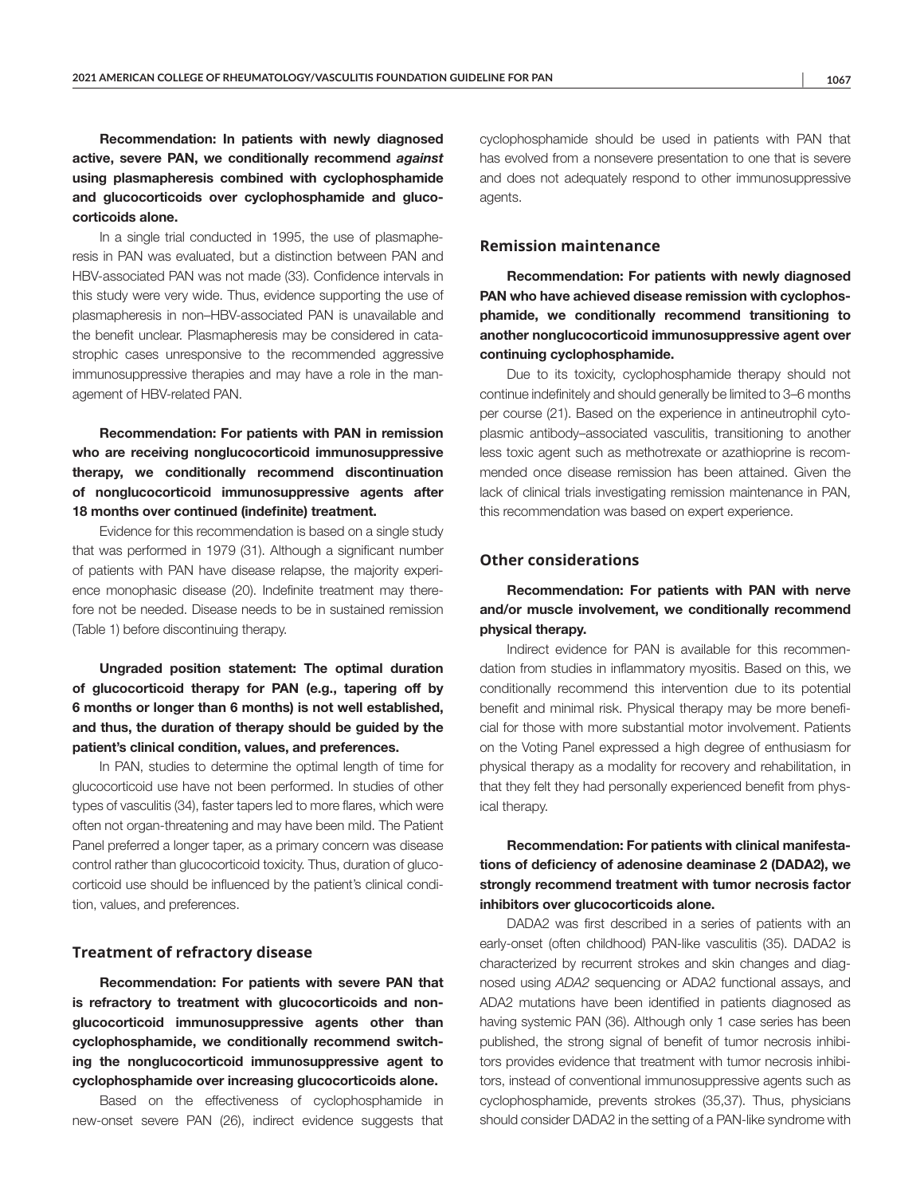**Recommendation: In patients with newly diagnosed active, severe PAN, we conditionally recommend *against* using plasmapheresis combined with cyclophosphamide and glucocorticoids over cyclophosphamide and glucocorticoids alone.**

In a single trial conducted in 1995, the use of plasmapheresis in PAN was evaluated, but a distinction between PAN and HBV-associated PAN was not made (33). Confidence intervals in this study were very wide. Thus, evidence supporting the use of plasmapheresis in non–HBV-associated PAN is unavailable and the benefit unclear. Plasmapheresis may be considered in catastrophic cases unresponsive to the recommended aggressive immunosuppressive therapies and may have a role in the management of HBV-related PAN.

**Recommendation: For patients with PAN in remission who are receiving nonglucocorticoid immunosuppressive therapy, we conditionally recommend discontinuation of nonglucocorticoid immunosuppressive agents after 18 months over continued (indefinite) treatment.**

Evidence for this recommendation is based on a single study that was performed in 1979 (31). Although a significant number of patients with PAN have disease relapse, the majority experience monophasic disease (20). Indefinite treatment may therefore not be needed. Disease needs to be in sustained remission (Table 1) before discontinuing therapy.

**Ungraded position statement: The optimal duration of glucocorticoid therapy for PAN (e.g., tapering off by 6 months or longer than 6 months) is not well established, and thus, the duration of therapy should be guided by the patient's clinical condition, values, and preferences.**

In PAN, studies to determine the optimal length of time for glucocorticoid use have not been performed. In studies of other types of vasculitis (34), faster tapers led to more flares, which were often not organ-threatening and may have been mild. The Patient Panel preferred a longer taper, as a primary concern was disease control rather than glucocorticoid toxicity. Thus, duration of glucocorticoid use should be influenced by the patient's clinical condition, values, and preferences.

## Treatment of refractory disease

**Recommendation: For patients with severe PAN that is refractory to treatment with glucocorticoids and nonglucocorticoid immunosuppressive agents other than cyclophosphamide, we conditionally recommend switching the nonglucocorticoid immunosuppressive agent to cyclophosphamide over increasing glucocorticoids alone.**

Based on the effectiveness of cyclophosphamide in new-onset severe PAN (26), indirect evidence suggests that cyclophosphamide should be used in patients with PAN that has evolved from a nonsevere presentation to one that is severe and does not adequately respond to other immunosuppressive agents.

## Remission maintenance

**Recommendation: For patients with newly diagnosed PAN who have achieved disease remission with cyclophosphamide, we conditionally recommend transitioning to another nonglucocorticoid immunosuppressive agent over continuing cyclophosphamide.**

Due to its toxicity, cyclophosphamide therapy should not continue indefinitely and should generally be limited to 3–6 months per course (21). Based on the experience in antineutrophil cytoplasmic antibody–associated vasculitis, transitioning to another less toxic agent such as methotrexate or azathioprine is recommended once disease remission has been attained. Given the lack of clinical trials investigating remission maintenance in PAN, this recommendation was based on expert experience.

## Other considerations

**Recommendation: For patients with PAN with nerve and/or muscle involvement, we conditionally recommend physical therapy.**

Indirect evidence for PAN is available for this recommendation from studies in inflammatory myositis. Based on this, we conditionally recommend this intervention due to its potential benefit and minimal risk. Physical therapy may be more beneficial for those with more substantial motor involvement. Patients on the Voting Panel expressed a high degree of enthusiasm for physical therapy as a modality for recovery and rehabilitation, in that they felt they had personally experienced benefit from physical therapy.

**Recommendation: For patients with clinical manifestations of deficiency of adenosine deaminase 2 (DADA2), we strongly recommend treatment with tumor necrosis factor inhibitors over glucocorticoids alone.**

DADA2 was first described in a series of patients with an early-onset (often childhood) PAN-like vasculitis (35). DADA2 is characterized by recurrent strokes and skin changes and diagnosed using *ADA2* sequencing or ADA2 functional assays, and ADA2 mutations have been identified in patients diagnosed as having systemic PAN (36). Although only 1 case series has been published, the strong signal of benefit of tumor necrosis inhibitors provides evidence that treatment with tumor necrosis inhibitors, instead of conventional immunosuppressive agents such as cyclophosphamide, prevents strokes (35,37). Thus, physicians should consider DADA2 in the setting of a PAN-like syndrome with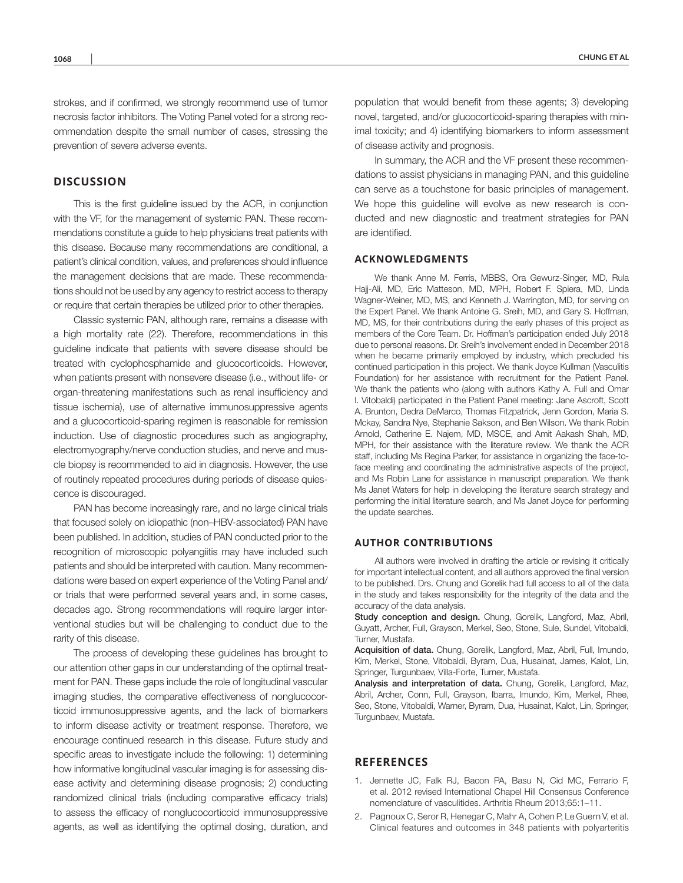strokes, and if confirmed, we strongly recommend use of tumor necrosis factor inhibitors. The Voting Panel voted for a strong recommendation despite the small number of cases, stressing the prevention of severe adverse events.

## DISCUSSION

This is the first guideline issued by the ACR, in conjunction with the VF, for the management of systemic PAN. These recommendations constitute a guide to help physicians treat patients with this disease. Because many recommendations are conditional, a patient's clinical condition, values, and preferences should influence the management decisions that are made. These recommendations should not be used by any agency to restrict access to therapy or require that certain therapies be utilized prior to other therapies.

Classic systemic PAN, although rare, remains a disease with a high mortality rate (22). Therefore, recommendations in this guideline indicate that patients with severe disease should be treated with cyclophosphamide and glucocorticoids. However, when patients present with nonsevere disease (i.e., without life- or organ-threatening manifestations such as renal insufficiency and tissue ischemia), use of alternative immunosuppressive agents and a glucocorticoid-sparing regimen is reasonable for remission induction. Use of diagnostic procedures such as angiography, electromyography/nerve conduction studies, and nerve and muscle biopsy is recommended to aid in diagnosis. However, the use of routinely repeated procedures during periods of disease quiescence is discouraged.

PAN has become increasingly rare, and no large clinical trials that focused solely on idiopathic (non–HBV-associated) PAN have been published. In addition, studies of PAN conducted prior to the recognition of microscopic polyangiitis may have included such patients and should be interpreted with caution. Many recommendations were based on expert experience of the Voting Panel and/or trials that were performed several years and, in some cases, decades ago. Strong recommendations will require larger interventional studies but will be challenging to conduct due to the rarity of this disease.

The process of developing these guidelines has brought to our attention other gaps in our understanding of the optimal treatment for PAN. These gaps include the role of longitudinal vascular imaging studies, the comparative effectiveness of nonglucocorticoid immunosuppressive agents, and the lack of biomarkers to inform disease activity or treatment response. Therefore, we encourage continued research in this disease. Future study and specific areas to investigate include the following: 1) determining how informative longitudinal vascular imaging is for assessing disease activity and determining disease prognosis; 2) conducting randomized clinical trials (including comparative efficacy trials) to assess the efficacy of nonglucocorticoid immunosuppressive agents, as well as identifying the optimal dosing, duration, and population that would benefit from these agents; 3) developing novel, targeted, and/or glucocorticoid-sparing therapies with minimal toxicity; and 4) identifying biomarkers to inform assessment of disease activity and prognosis.

In summary, the ACR and the VF present these recommendations to assist physicians in managing PAN, and this guideline can serve as a touchstone for basic principles of management. We hope this guideline will evolve as new research is conducted and new diagnostic and treatment strategies for PAN are identified.

### ACKNOWLEDGMENTS

We thank Anne M. Ferris, MBBS, Ora Gewurz-Singer, MD, Rula Hajj-Ali, MD, Eric Matteson, MD, MPH, Robert F. Spiera, MD, Linda Wagner-Weiner, MD, MS, and Kenneth J. Warrington, MD, for serving on the Expert Panel. We thank Antoine G. Sreih, MD, and Gary S. Hoffman, MD, MS, for their contributions during the early phases of this project as members of the Core Team. Dr. Hoffman's participation ended July 2018 due to personal reasons. Dr. Sreih's involvement ended in December 2018 when he became primarily employed by industry, which precluded his continued participation in this project. We thank Joyce Kullman (Vasculitis Foundation) for her assistance with recruitment for the Patient Panel. We thank the patients who (along with authors Kathy A. Full and Omar I. Vitobaldi) participated in the Patient Panel meeting: Jane Ascroft, Scott A. Brunton, Dedra DeMarco, Thomas Fitzpatrick, Jenn Gordon, Maria S. Mckay, Sandra Nye, Stephanie Sakson, and Ben Wilson. We thank Robin Arnold, Catherine E. Najem, MD, MSCE, and Amit Aakash Shah, MD, MPH, for their assistance with the literature review. We thank the ACR staff, including Ms Regina Parker, for assistance in organizing the face-to-face meeting and coordinating the administrative aspects of the project, and Ms Robin Lane for assistance in manuscript preparation. We thank Ms Janet Waters for help in developing the literature search strategy and performing the initial literature search, and Ms Janet Joyce for performing the update searches.

### AUTHOR CONTRIBUTIONS

All authors were involved in drafting the article or revising it critically for important intellectual content, and all authors approved the final version to be published. Drs. Chung and Gorelik had full access to all of the data in the study and takes responsibility for the integrity of the data and the accuracy of the data analysis.

**Study conception and design.** Chung, Gorelik, Langford, Maz, Abril, Guyatt, Archer, Full, Grayson, Merkel, Seo, Stone, Sule, Sundel, Vitobaldi, Turner, Mustafa.

**Acquisition of data.** Chung, Gorelik, Langford, Maz, Abril, Full, Imundo, Kim, Merkel, Stone, Vitobaldi, Byram, Dua, Husainat, James, Kalot, Lin, Springer, Turgunbaev, Villa-Forte, Turner, Mustafa.

**Analysis and interpretation of data.** Chung, Gorelik, Langford, Maz, Abril, Archer, Conn, Full, Grayson, Ibarra, Imundo, Kim, Merkel, Rhee, Seo, Stone, Vitobaldi, Warner, Byram, Dua, Husainat, Kalot, Lin, Springer, Turgunbaev, Mustafa.

## REFERENCES

1. Jennette JC, Falk RJ, Bacon PA, Basu N, Cid MC, Ferrario F, et al. 2012 revised International Chapel Hill Consensus Conference nomenclature of vasculitides. Arthritis Rheum 2013;65:1–11.
2. Pagnoux C, Seror R, Henegar C, Mahr A, Cohen P, Le Guern V, et al. Clinical features and outcomes in 348 patients with polyarteritis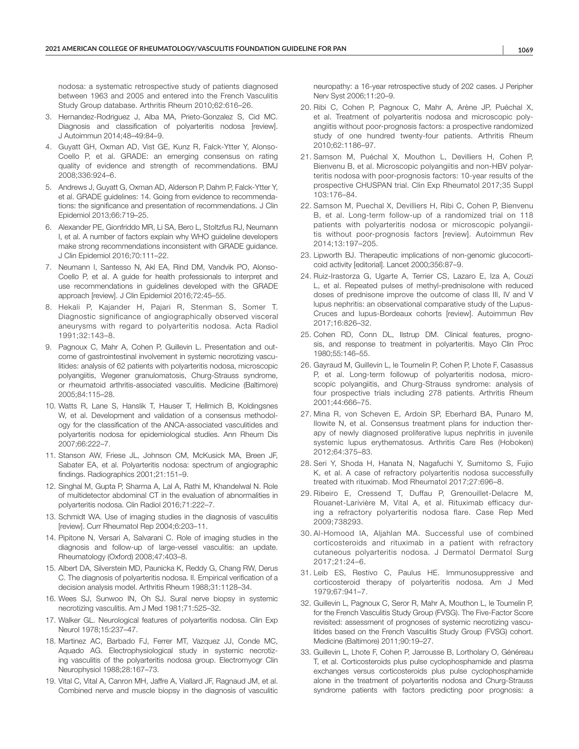nodosa: a systematic retrospective study of patients diagnosed between 1963 and 2005 and entered into the French Vasculitis Study Group database. Arthritis Rheum 2010;62:616–26.

3. Hernandez-Rodriguez J, Alba MA, Prieto-Gonzalez S, Cid MC. Diagnosis and classification of polyarteritis nodosa [review]. J Autoimmun 2014;48–49:84–9.
4. Guyatt GH, Oxman AD, Vist GE, Kunz R, Falck-Ytter Y, Alonso-Coello P, et al. GRADE: an emerging consensus on rating quality of evidence and strength of recommendations. BMJ 2008;336:924–6.
5. Andrews J, Guyatt G, Oxman AD, Alderson P, Dahm P, Falck-Ytter Y, et al. GRADE guidelines: 14. Going from evidence to recommendations: the significance and presentation of recommendations. J Clin Epidemiol 2013;66:719–25.
6. Alexander PE, Gionfriddo MR, Li SA, Bero L, Stoltzfus RJ, Neumann I, et al. A number of factors explain why WHO guideline developers make strong recommendations inconsistent with GRADE guidance. J Clin Epidemiol 2016;70:111–22.
7. Neumann I, Santesso N, Akl EA, Rind DM, Vandvik PO, Alonso-Coello P, et al. A guide for health professionals to interpret and use recommendations in guidelines developed with the GRADE approach [review]. J Clin Epidemiol 2016;72:45–55.
8. Hekali P, Kajander H, Pajari R, Stenman S, Somer T. Diagnostic significance of angiographically observed visceral aneurysms with regard to polyarteritis nodosa. Acta Radiol 1991;32:143–8.
9. Pagnoux C, Mahr A, Cohen P, Guillevin L. Presentation and outcome of gastrointestinal involvement in systemic necrotizing vasculitides: analysis of 62 patients with polyarteritis nodosa, microscopic polyangiitis, Wegener granulomatosis, Churg-Strauss syndrome, or rheumatoid arthritis-associated vasculitis. Medicine (Baltimore) 2005;84:115–28.
10. Watts R, Lane S, Hanslik T, Hauser T, Hellmich B, Koldingsnes W, et al. Development and validation of a consensus methodology for the classification of the ANCA-associated vasculitides and polyarteritis nodosa for epidemiological studies. Ann Rheum Dis 2007;66:222–7.
11. Stanson AW, Friese JL, Johnson CM, McKusick MA, Breen JF, Sabater EA, et al. Polyarteritis nodosa: spectrum of angiographic findings. Radiographics 2001;21:151–9.
12. Singhal M, Gupta P, Sharma A, Lal A, Rathi M, Khandelwal N. Role of multidetector abdominal CT in the evaluation of abnormalities in polyarteritis nodosa. Clin Radiol 2016;71:222–7.
13. Schmidt WA. Use of imaging studies in the diagnosis of vasculitis [review]. Curr Rheumatol Rep 2004;6:203–11.
14. Pipitone N, Versari A, Salvarani C. Role of imaging studies in the diagnosis and follow-up of large-vessel vasculitis: an update. Rheumatology (Oxford) 2008;47:403–8.
15. Albert DA, Silverstein MD, Paunicka K, Reddy G, Chang RW, Derus C. The diagnosis of polyarteritis nodosa. II. Empirical verification of a decision analysis model. Arthritis Rheum 1988;31:1128–34.
16. Wees SJ, Sunwoo IN, Oh SJ. Sural nerve biopsy in systemic necrotizing vasculitis. Am J Med 1981;71:525–32.
17. Walker GL. Neurological features of polyarteritis nodosa. Clin Exp Neurol 1978;15:237–47.
18. Martinez AC, Barbado FJ, Ferrer MT, Vazquez JJ, Conde MC, Aquado AG. Electrophysiological study in systemic necrotizing vasculitis of the polyarteritis nodosa group. Electromyogr Clin Neurophysiol 1988;28:167–73.
19. Vital C, Vital A, Canron MH, Jaffre A, Viallard JF, Ragnaud JM, et al. Combined nerve and muscle biopsy in the diagnosis of vasculitic neuropathy: a 16-year retrospective study of 202 cases. J Peripher Nerv Syst 2006;11:20–9.
20. Ribi C, Cohen P, Pagnoux C, Mahr A, Arène JP, Puéchal X, et al. Treatment of polyarteritis nodosa and microscopic polyangiitis without poor-prognosis factors: a prospective randomized study of one hundred twenty-four patients. Arthritis Rheum 2010;62:1186–97.
21. Samson M, Puéchal X, Mouthon L, Devilliers H, Cohen P, Bienvenu B, et al. Microscopic polyangiitis and non-HBV polyarteritis nodosa with poor-prognosis factors: 10-year results of the prospective CHUSPAN trial. Clin Exp Rheumatol 2017;35 Suppl 103:176–84.
22. Samson M, Puechal X, Devilliers H, Ribi C, Cohen P, Bienvenu B, et al. Long-term follow-up of a randomized trial on 118 patients with polyarteritis nodosa or microscopic polyangiitis without poor-prognosis factors [review]. Autoimmun Rev 2014;13:197–205.
23. Lipworth BJ. Therapeutic implications of non-genomic glucocorticoid activity [editorial]. Lancet 2000;356:87–9.
24. Ruiz-Irastorza G, Ugarte A, Terrier CS, Lazaro E, Iza A, Couzi L, et al. Repeated pulses of methyl-prednisolone with reduced doses of prednisone improve the outcome of class III, IV and V lupus nephritis: an observational comparative study of the Lupus-Cruces and lupus-Bordeaux cohorts [review]. Autoimmun Rev 2017;16:826–32.
25. Cohen RD, Conn DL, Ilstrup DM. Clinical features, prognosis, and response to treatment in polyarteritis. Mayo Clin Proc 1980;55:146–55.
26. Gayraud M, Guillevin L, le Toumelin P, Cohen P, Lhote F, Casassus P, et al. Long-term followup of polyarteritis nodosa, microscopic polyangiitis, and Churg-Strauss syndrome: analysis of four prospective trials including 278 patients. Arthritis Rheum 2001;44:666–75.
27. Mina R, von Scheven E, Ardoin SP, Eberhard BA, Punaro M, Ilowite N, et al. Consensus treatment plans for induction therapy of newly diagnosed proliferative lupus nephritis in juvenile systemic lupus erythematosus. Arthritis Care Res (Hoboken) 2012;64:375–83.
28. Seri Y, Shoda H, Hanata N, Nagafuchi Y, Sumitomo S, Fujio K, et al. A case of refractory polyarteritis nodosa successfully treated with rituximab. Mod Rheumatol 2017;27:696–8.
29. Ribeiro E, Cressend T, Duffau P, Grenouillet-Delacre M, Rouanet-Larivière M, Vital A, et al. Rituximab efficacy during a refractory polyarteritis nodosa flare. Case Rep Med 2009;738293.
30. Al-Homood IA, Aljahlan MA. Successful use of combined corticosteroids and rituximab in a patient with refractory cutaneous polyarteritis nodosa. J Dermatol Dermatol Surg 2017;21:24–6.
31. Leib ES, Restivo C, Paulus HE. Immunosuppressive and corticosteroid therapy of polyarteritis nodosa. Am J Med 1979;67:941–7.
32. Guillevin L, Pagnoux C, Seror R, Mahr A, Mouthon L, le Toumelin P, for the French Vasculitis Study Group (FVSG). The Five-Factor Score revisited: assessment of prognoses of systemic necrotizing vasculitides based on the French Vasculitis Study Group (FVSG) cohort. Medicine (Baltimore) 2011;90:19–27.
33. Guillevin L, Lhote F, Cohen P, Jarrousse B, Lortholary O, Généreau T, et al. Corticosteroids plus pulse cyclophosphamide and plasma exchanges versus corticosteroids plus pulse cyclophosphamide alone in the treatment of polyarteritis nodosa and Churg-Strauss syndrome patients with factors predicting poor prognosis: a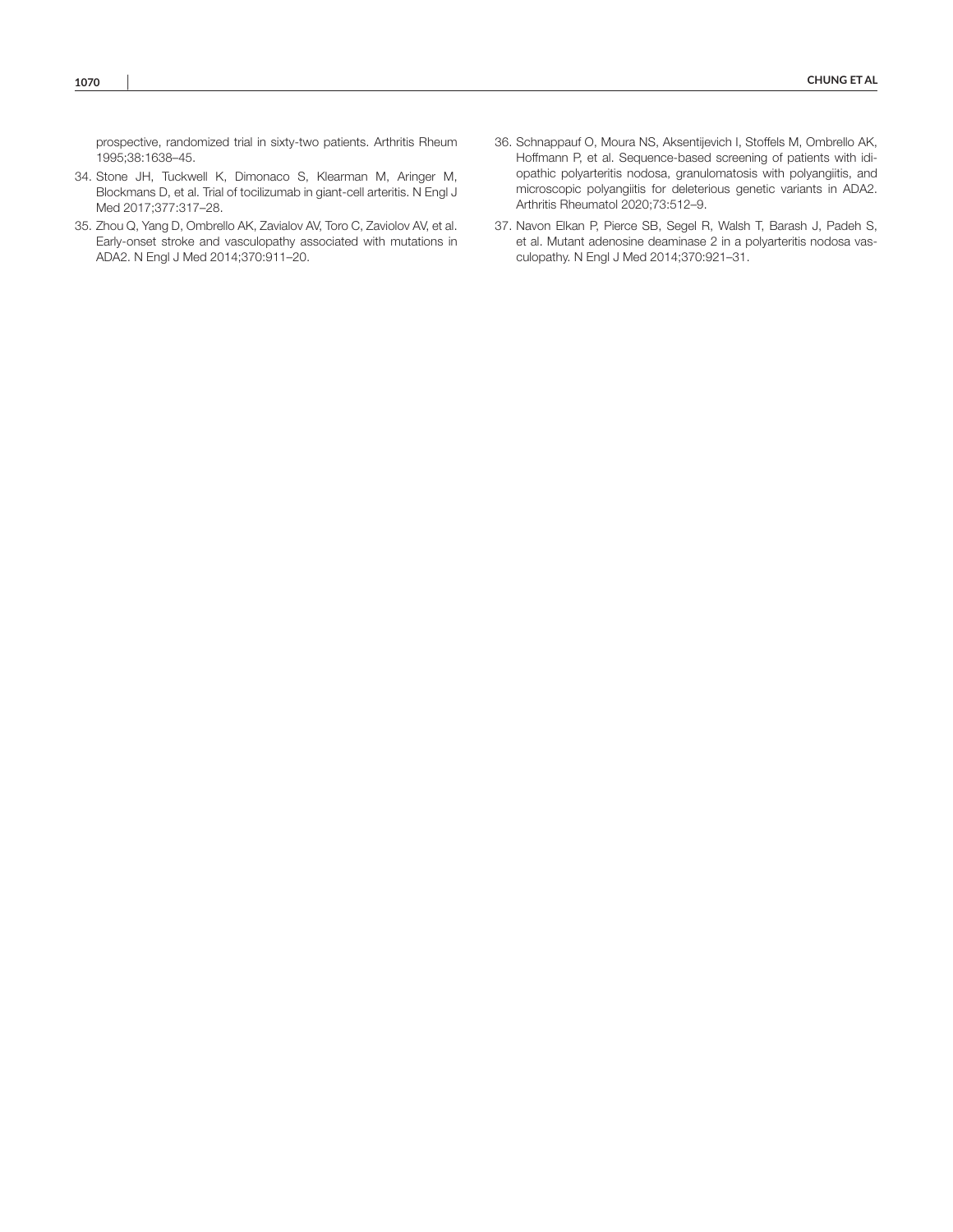prospective, randomized trial in sixty-two patients. Arthritis Rheum 1995;38:1638–45.

34. Stone JH, Tuckwell K, Dimonaco S, Klearman M, Aringer M, Blockmans D, et al. Trial of tocilizumab in giant-cell arteritis. N Engl J Med 2017;377:317–28.

35. Zhou Q, Yang D, Ombrello AK, Zavialov AV, Toro C, Zaviolov AV, et al. Early-onset stroke and vasculopathy associated with mutations in ADA2. N Engl J Med 2014;370:911–20.

36. Schnappauf O, Moura NS, Aksentijevich I, Stoffels M, Ombrello AK, Hoffmann P, et al. Sequence-based screening of patients with idiopathic polyarteritis nodosa, granulomatosis with polyangiitis, and microscopic polyangiitis for deleterious genetic variants in ADA2. Arthritis Rheumatol 2020;73:512–9.

37. Navon Elkan P, Pierce SB, Segel R, Walsh T, Barash J, Padeh S, et al. Mutant adenosine deaminase 2 in a polyarteritis nodosa vasculopathy. N Engl J Med 2014;370:921–31.